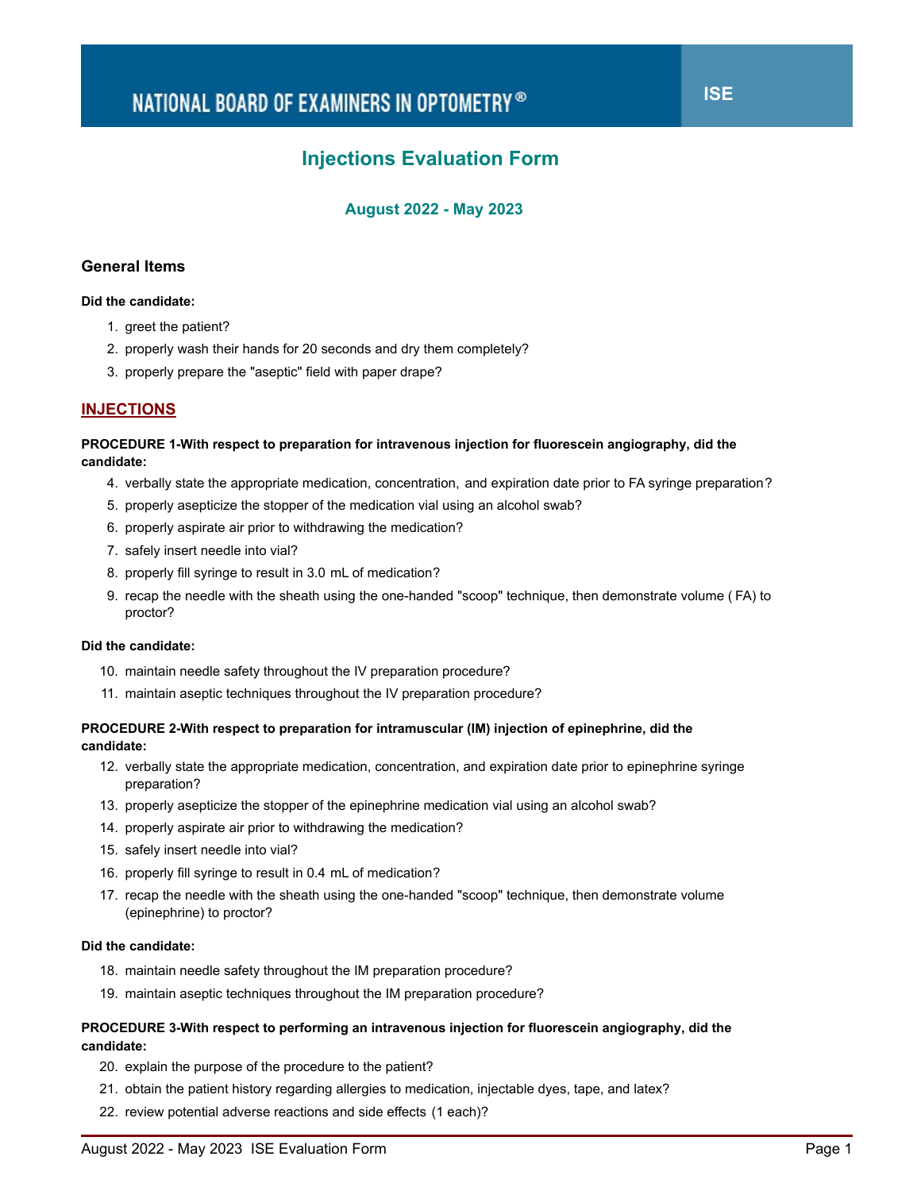NATIONAL BOARD OF EXAMINERS IN OPTOMETRY®

ISE

# Injections Evaluation Form

### August 2022 - May 2023

## General Items

**Did the candidate:**

1. greet the patient?
2. properly wash their hands for 20 seconds and dry them completely?
3. properly prepare the "aseptic" field with paper drape?

## INJECTIONS

**PROCEDURE 1-With respect to preparation for intravenous injection for fluorescein angiography, did the candidate:**

4. verbally state the appropriate medication, concentration, and expiration date prior to FA syringe preparation?
5. properly asepticize the stopper of the medication vial using an alcohol swab?
6. properly aspirate air prior to withdrawing the medication?
7. safely insert needle into vial?
8. properly fill syringe to result in 3.0 mL of medication?
9. recap the needle with the sheath using the one-handed "scoop" technique, then demonstrate volume ( FA) to proctor?

**Did the candidate:**

10. maintain needle safety throughout the IV preparation procedure?
11. maintain aseptic techniques throughout the IV preparation procedure?

**PROCEDURE 2-With respect to preparation for intramuscular (IM) injection of epinephrine, did the candidate:**

12. verbally state the appropriate medication, concentration, and expiration date prior to epinephrine syringe preparation?
13. properly asepticize the stopper of the epinephrine medication vial using an alcohol swab?
14. properly aspirate air prior to withdrawing the medication?
15. safely insert needle into vial?
16. properly fill syringe to result in 0.4 mL of medication?
17. recap the needle with the sheath using the one-handed "scoop" technique, then demonstrate volume (epinephrine) to proctor?

**Did the candidate:**

18. maintain needle safety throughout the IM preparation procedure?
19. maintain aseptic techniques throughout the IM preparation procedure?

**PROCEDURE 3-With respect to performing an intravenous injection for fluorescein angiography, did the candidate:**

20. explain the purpose of the procedure to the patient?
21. obtain the patient history regarding allergies to medication, injectable dyes, tape, and latex?
22. review potential adverse reactions and side effects (1 each)?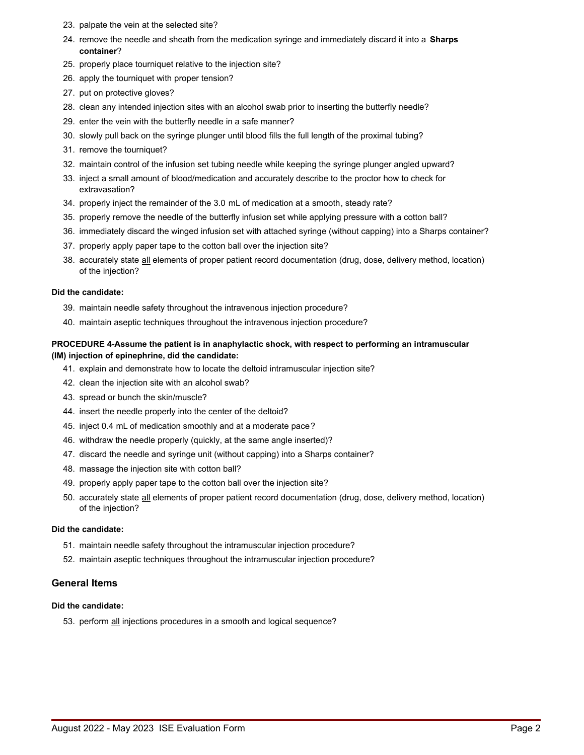23. palpate the vein at the selected site?
24. remove the needle and sheath from the medication syringe and immediately discard it into a **Sharps container**?
25. properly place tourniquet relative to the injection site?
26. apply the tourniquet with proper tension?
27. put on protective gloves?
28. clean any intended injection sites with an alcohol swab prior to inserting the butterfly needle?
29. enter the vein with the butterfly needle in a safe manner?
30. slowly pull back on the syringe plunger until blood fills the full length of the proximal tubing?
31. remove the tourniquet?
32. maintain control of the infusion set tubing needle while keeping the syringe plunger angled upward?
33. inject a small amount of blood/medication and accurately describe to the proctor how to check for extravasation?
34. properly inject the remainder of the 3.0 mL of medication at a smooth, steady rate?
35. properly remove the needle of the butterfly infusion set while applying pressure with a cotton ball?
36. immediately discard the winged infusion set with attached syringe (without capping) into a Sharps container?
37. properly apply paper tape to the cotton ball over the injection site?
38. accurately state <u>all</u> elements of proper patient record documentation (drug, dose, delivery method, location) of the injection?

**Did the candidate:**

39. maintain needle safety throughout the intravenous injection procedure?
40. maintain aseptic techniques throughout the intravenous injection procedure?

**PROCEDURE 4-Assume the patient is in anaphylactic shock, with respect to performing an intramuscular (IM) injection of epinephrine, did the candidate:**

41. explain and demonstrate how to locate the deltoid intramuscular injection site?
42. clean the injection site with an alcohol swab?
43. spread or bunch the skin/muscle?
44. insert the needle properly into the center of the deltoid?
45. inject 0.4 mL of medication smoothly and at a moderate pace?
46. withdraw the needle properly (quickly, at the same angle inserted)?
47. discard the needle and syringe unit (without capping) into a Sharps container?
48. massage the injection site with cotton ball?
49. properly apply paper tape to the cotton ball over the injection site?
50. accurately state <u>all</u> elements of proper patient record documentation (drug, dose, delivery method, location) of the injection?

**Did the candidate:**

51. maintain needle safety throughout the intramuscular injection procedure?
52. maintain aseptic techniques throughout the intramuscular injection procedure?

## General Items

**Did the candidate:**

53. perform <u>all</u> injections procedures in a smooth and logical sequence?